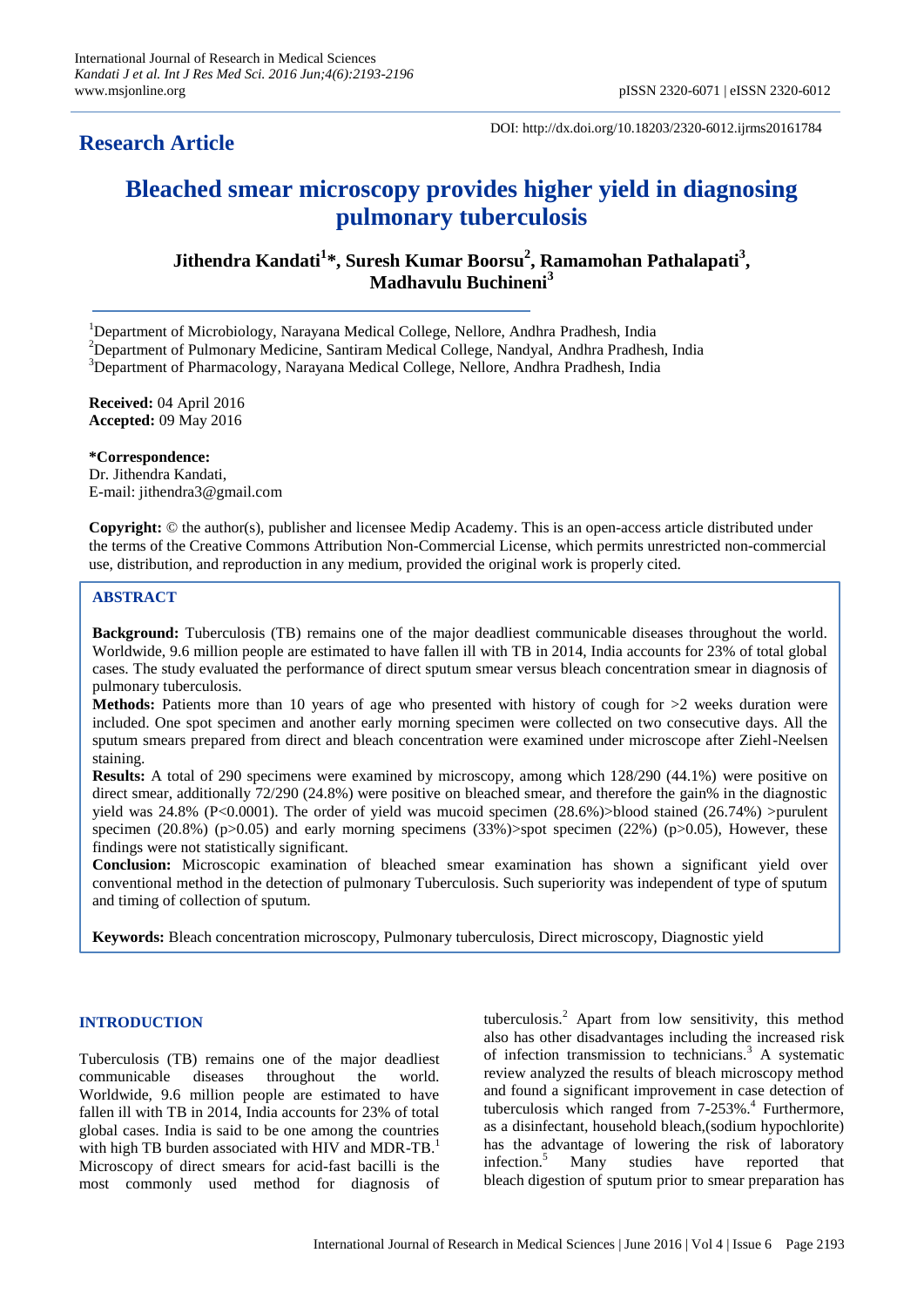**Research Article**

DOI: http://dx.doi.org/10.18203/2320-6012.ijrms20161784

# Bleached smear microscopy provides higher yield in diagnosing pulmonary tuberculosis

**Jithendra Kandati[1]*, Suresh Kumar Boorsu[2], Ramamohan Pathalapati[3], Madhavulu Buchineni[3]**

[1]Department of Microbiology, Narayana Medical College, Nellore, Andhra Pradhesh, India
[2]Department of Pulmonary Medicine, Santiram Medical College, Nandyal, Andhra Pradhesh, India
[3]Department of Pharmacology, Narayana Medical College, Nellore, Andhra Pradhesh, India

**Received:** 04 April 2016
**Accepted:** 09 May 2016

**\*Correspondence:**
Dr. Jithendra Kandati,
E-mail: jithendra3@gmail.com

**Copyright:** © the author(s), publisher and licensee Medip Academy. This is an open-access article distributed under the terms of the Creative Commons Attribution Non-Commercial License, which permits unrestricted non-commercial use, distribution, and reproduction in any medium, provided the original work is properly cited.

## ABSTRACT

**Background:** Tuberculosis (TB) remains one of the major deadliest communicable diseases throughout the world. Worldwide, 9.6 million people are estimated to have fallen ill with TB in 2014, India accounts for 23% of total global cases. The study evaluated the performance of direct sputum smear versus bleach concentration smear in diagnosis of pulmonary tuberculosis.

**Methods:** Patients more than 10 years of age who presented with history of cough for >2 weeks duration were included. One spot specimen and another early morning specimen were collected on two consecutive days. All the sputum smears prepared from direct and bleach concentration were examined under microscope after Ziehl-Neelsen staining.

**Results:** A total of 290 specimens were examined by microscopy, among which 128/290 (44.1%) were positive on direct smear, additionally 72/290 (24.8%) were positive on bleached smear, and therefore the gain% in the diagnostic yield was 24.8% (P<0.0001). The order of yield was mucoid specimen (28.6%)>blood stained (26.74%) >purulent specimen (20.8%) (p>0.05) and early morning specimens (33%)>spot specimen (22%) (p>0.05), However, these findings were not statistically significant.

**Conclusion:** Microscopic examination of bleached smear examination has shown a significant yield over conventional method in the detection of pulmonary Tuberculosis. Such superiority was independent of type of sputum and timing of collection of sputum.

**Keywords:** Bleach concentration microscopy, Pulmonary tuberculosis, Direct microscopy, Diagnostic yield

## INTRODUCTION

Tuberculosis (TB) remains one of the major deadliest communicable diseases throughout the world. Worldwide, 9.6 million people are estimated to have fallen ill with TB in 2014, India accounts for 23% of total global cases. India is said to be one among the countries with high TB burden associated with HIV and MDR-TB.[1] Microscopy of direct smears for acid-fast bacilli is the most commonly used method for diagnosis of tuberculosis.[2] Apart from low sensitivity, this method also has other disadvantages including the increased risk of infection transmission to technicians.[3] A systematic review analyzed the results of bleach microscopy method and found a significant improvement in case detection of tuberculosis which ranged from 7-253%.[4] Furthermore, as a disinfectant, household bleach,(sodium hypochlorite) has the advantage of lowering the risk of laboratory infection.[5] Many studies have reported that bleach digestion of sputum prior to smear preparation has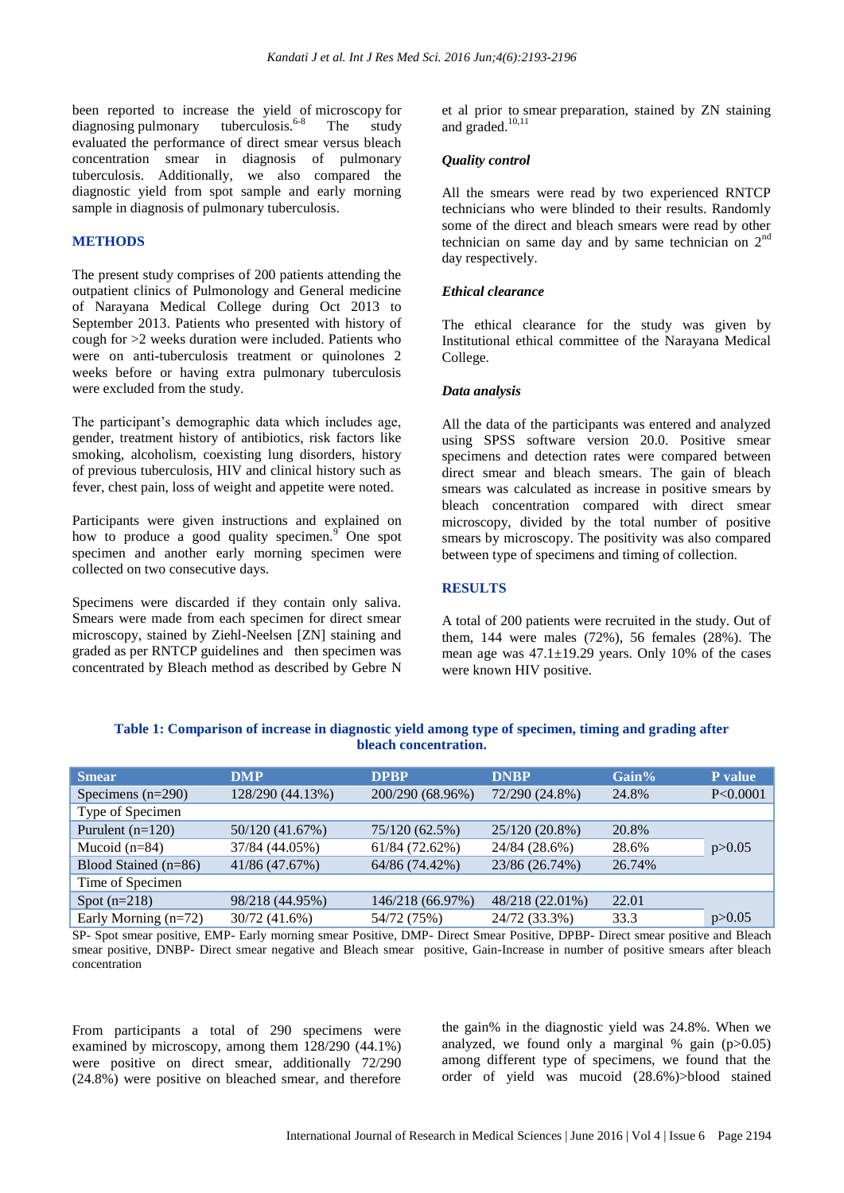been reported to increase the yield of microscopy for diagnosing pulmonary tuberculosis.[6-8] The study evaluated the performance of direct smear versus bleach concentration smear in diagnosis of pulmonary tuberculosis. Additionally, we also compared the diagnostic yield from spot sample and early morning sample in diagnosis of pulmonary tuberculosis.

## METHODS

The present study comprises of 200 patients attending the outpatient clinics of Pulmonology and General medicine of Narayana Medical College during Oct 2013 to September 2013. Patients who presented with history of cough for >2 weeks duration were included. Patients who were on anti-tuberculosis treatment or quinolones 2 weeks before or having extra pulmonary tuberculosis were excluded from the study.

The participant's demographic data which includes age, gender, treatment history of antibiotics, risk factors like smoking, alcoholism, coexisting lung disorders, history of previous tuberculosis, HIV and clinical history such as fever, chest pain, loss of weight and appetite were noted.

Participants were given instructions and explained on how to produce a good quality specimen.[9] One spot specimen and another early morning specimen were collected on two consecutive days.

Specimens were discarded if they contain only saliva. Smears were made from each specimen for direct smear microscopy, stained by Ziehl-Neelsen [ZN] staining and graded as per RNTCP guidelines and then specimen was concentrated by Bleach method as described by Gebre N et al prior to smear preparation, stained by ZN staining and graded.[10,11]

### *Quality control*

All the smears were read by two experienced RNTCP technicians who were blinded to their results. Randomly some of the direct and bleach smears were read by other technician on same day and by same technician on 2nd day respectively.

### *Ethical clearance*

The ethical clearance for the study was given by Institutional ethical committee of the Narayana Medical College.

### *Data analysis*

All the data of the participants was entered and analyzed using SPSS software version 20.0. Positive smear specimens and detection rates were compared between direct smear and bleach smears. The gain of bleach smears was calculated as increase in positive smears by bleach concentration compared with direct smear microscopy, divided by the total number of positive smears by microscopy. The positivity was also compared between type of specimens and timing of collection.

## RESULTS

A total of 200 patients were recruited in the study. Out of them, 144 were males (72%), 56 females (28%). The mean age was 47.1±19.29 years. Only 10% of the cases were known HIV positive.

**Table 1: Comparison of increase in diagnostic yield among type of specimen, timing and grading after bleach concentration.**

| Smear | DMP | DPBP | DNBP | Gain% | P value |
|---|---|---|---|---|---|
| Specimens (n=290) | 128/290 (44.13%) | 200/290 (68.96%) | 72/290 (24.8%) | 24.8% | P<0.0001 |
| Type of Specimen | | | | | |
| Purulent (n=120) | 50/120 (41.67%) | 75/120 (62.5%) | 25/120 (20.8%) | 20.8% | |
| Mucoid (n=84) | 37/84 (44.05%) | 61/84 (72.62%) | 24/84 (28.6%) | 28.6% | p>0.05 |
| Blood Stained (n=86) | 41/86 (47.67%) | 64/86 (74.42%) | 23/86 (26.74%) | 26.74% | |
| Time of Specimen | | | | | |
| Spot (n=218) | 98/218 (44.95%) | 146/218 (66.97%) | 48/218 (22.01%) | 22.01 | |
| Early Morning (n=72) | 30/72 (41.6%) | 54/72 (75%) | 24/72 (33.3%) | 33.3 | p>0.05 |

SP- Spot smear positive, EMP- Early morning smear Positive, DMP- Direct Smear Positive, DPBP- Direct smear positive and Bleach smear positive, DNBP- Direct smear negative and Bleach smear positive, Gain-Increase in number of positive smears after bleach concentration

From participants a total of 290 specimens were examined by microscopy, among them 128/290 (44.1%) were positive on direct smear, additionally 72/290 (24.8%) were positive on bleached smear, and therefore the gain% in the diagnostic yield was 24.8%. When we analyzed, we found only a marginal % gain (p>0.05) among different type of specimens, we found that the order of yield was mucoid (28.6%)>blood stained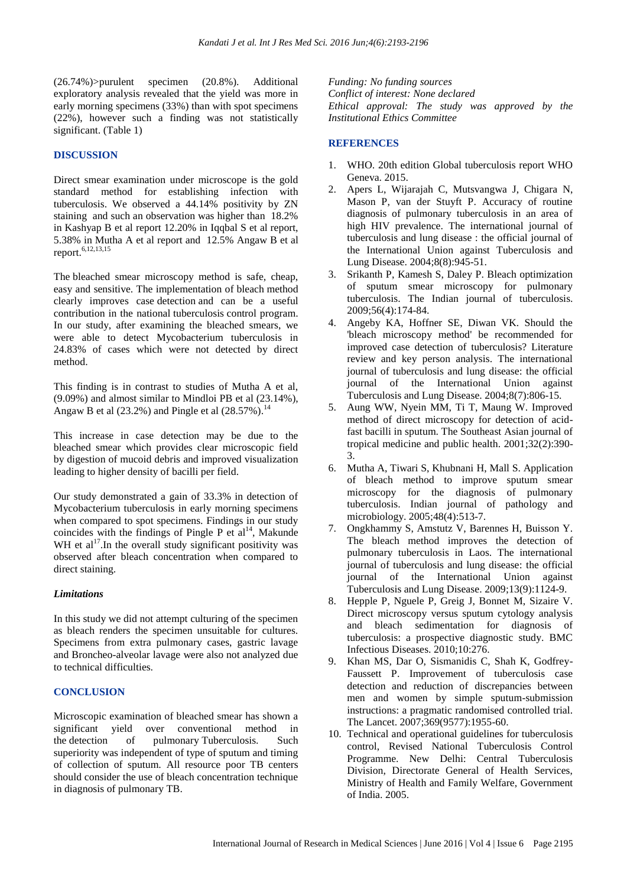(26.74%)>purulent specimen (20.8%). Additional exploratory analysis revealed that the yield was more in early morning specimens (33%) than with spot specimens (22%), however such a finding was not statistically significant. (Table 1)

## DISCUSSION

Direct smear examination under microscope is the gold standard method for establishing infection with tuberculosis. We observed a 44.14% positivity by ZN staining and such an observation was higher than 18.2% in Kashyap B et al report 12.20% in Iqqbal S et al report, 5.38% in Mutha A et al report and 12.5% Angaw B et al report.[6,12,13,15]

The bleached smear microscopy method is safe, cheap, easy and sensitive. The implementation of bleach method clearly improves case detection and can be a useful contribution in the national tuberculosis control program. In our study, after examining the bleached smears, we were able to detect Mycobacterium tuberculosis in 24.83% of cases which were not detected by direct method.

This finding is in contrast to studies of Mutha A et al, (9.09%) and almost similar to Mindloi PB et al (23.14%), Angaw B et al (23.2%) and Pingle et al (28.57%).[14]

This increase in case detection may be due to the bleached smear which provides clear microscopic field by digestion of mucoid debris and improved visualization leading to higher density of bacilli per field.

Our study demonstrated a gain of 33.3% in detection of Mycobacterium tuberculosis in early morning specimens when compared to spot specimens. Findings in our study coincides with the findings of Pingle P et al[14], Makunde WH et al[17]. In the overall study significant positivity was observed after bleach concentration when compared to direct staining.

### *Limitations*

In this study we did not attempt culturing of the specimen as bleach renders the specimen unsuitable for cultures. Specimens from extra pulmonary cases, gastric lavage and Broncheo-alveolar lavage were also not analyzed due to technical difficulties.

## CONCLUSION

Microscopic examination of bleached smear has shown a significant yield over conventional method in the detection of pulmonary Tuberculosis. Such superiority was independent of type of sputum and timing of collection of sputum. All resource poor TB centers should consider the use of bleach concentration technique in diagnosis of pulmonary TB.

*Funding: No funding sources*
*Conflict of interest: None declared*
*Ethical approval: The study was approved by the Institutional Ethics Committee*

## REFERENCES

1. WHO. 20th edition Global tuberculosis report WHO Geneva. 2015.
2. Apers L, Wijarajah C, Mutsvangwa J, Chigara N, Mason P, van der Stuyft P. Accuracy of routine diagnosis of pulmonary tuberculosis in an area of high HIV prevalence. The international journal of tuberculosis and lung disease : the official journal of the International Union against Tuberculosis and Lung Disease. 2004;8(8):945-51.
3. Srikanth P, Kamesh S, Daley P. Bleach optimization of sputum smear microscopy for pulmonary tuberculosis. The Indian journal of tuberculosis. 2009;56(4):174-84.
4. Angeby KA, Hoffner SE, Diwan VK. Should the 'bleach microscopy method' be recommended for improved case detection of tuberculosis? Literature review and key person analysis. The international journal of tuberculosis and lung disease: the official journal of the International Union against Tuberculosis and Lung Disease. 2004;8(7):806-15.
5. Aung WW, Nyein MM, Ti T, Maung W. Improved method of direct microscopy for detection of acid-fast bacilli in sputum. The Southeast Asian journal of tropical medicine and public health. 2001;32(2):390-3.
6. Mutha A, Tiwari S, Khubnani H, Mall S. Application of bleach method to improve sputum smear microscopy for the diagnosis of pulmonary tuberculosis. Indian journal of pathology and microbiology. 2005;48(4):513-7.
7. Ongkhammy S, Amstutz V, Barennes H, Buisson Y. The bleach method improves the detection of pulmonary tuberculosis in Laos. The international journal of tuberculosis and lung disease: the official journal of the International Union against Tuberculosis and Lung Disease. 2009;13(9):1124-9.
8. Hepple P, Nguele P, Greig J, Bonnet M, Sizaire V. Direct microscopy versus sputum cytology analysis and bleach sedimentation for diagnosis of tuberculosis: a prospective diagnostic study. BMC Infectious Diseases. 2010;10:276.
9. Khan MS, Dar O, Sismanidis C, Shah K, Godfrey-Faussett P. Improvement of tuberculosis case detection and reduction of discrepancies between men and women by simple sputum-submission instructions: a pragmatic randomised controlled trial. The Lancet. 2007;369(9577):1955-60.
10. Technical and operational guidelines for tuberculosis control, Revised National Tuberculosis Control Programme. New Delhi: Central Tuberculosis Division, Directorate General of Health Services, Ministry of Health and Family Welfare, Government of India. 2005.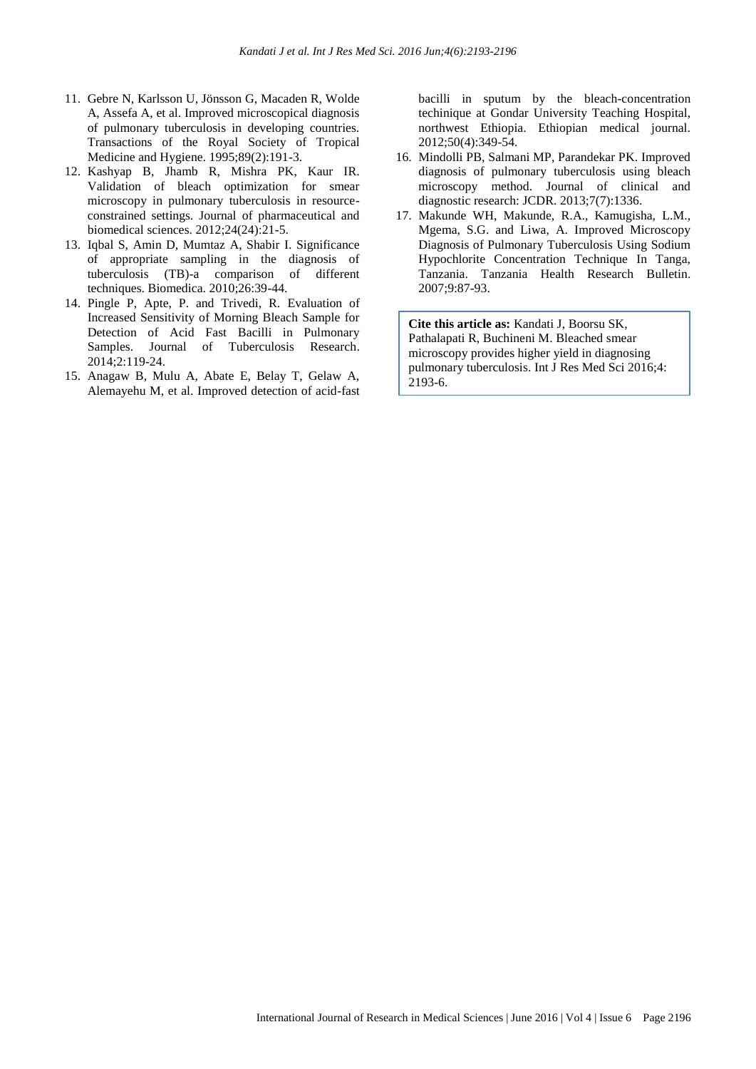11. Gebre N, Karlsson U, Jönsson G, Macaden R, Wolde A, Assefa A, et al. Improved microscopical diagnosis of pulmonary tuberculosis in developing countries. Transactions of the Royal Society of Tropical Medicine and Hygiene. 1995;89(2):191-3.
12. Kashyap B, Jhamb R, Mishra PK, Kaur IR. Validation of bleach optimization for smear microscopy in pulmonary tuberculosis in resource-constrained settings. Journal of pharmaceutical and biomedical sciences. 2012;24(24):21-5.
13. Iqbal S, Amin D, Mumtaz A, Shabir I. Significance of appropriate sampling in the diagnosis of tuberculosis (TB)-a comparison of different techniques. Biomedica. 2010;26:39-44.
14. Pingle P, Apte, P. and Trivedi, R. Evaluation of Increased Sensitivity of Morning Bleach Sample for Detection of Acid Fast Bacilli in Pulmonary Samples. Journal of Tuberculosis Research. 2014;2:119-24.
15. Anagaw B, Mulu A, Abate E, Belay T, Gelaw A, Alemayehu M, et al. Improved detection of acid-fast bacilli in sputum by the bleach-concentration techinique at Gondar University Teaching Hospital, northwest Ethiopia. Ethiopian medical journal. 2012;50(4):349-54.
16. Mindolli PB, Salmani MP, Parandekar PK. Improved diagnosis of pulmonary tuberculosis using bleach microscopy method. Journal of clinical and diagnostic research: JCDR. 2013;7(7):1336.
17. Makunde WH, Makunde, R.A., Kamugisha, L.M., Mgema, S.G. and Liwa, A. Improved Microscopy Diagnosis of Pulmonary Tuberculosis Using Sodium Hypochlorite Concentration Technique In Tanga, Tanzania. Tanzania Health Research Bulletin. 2007;9:87-93.

**Cite this article as:** Kandati J, Boorsu SK, Pathalapati R, Buchineni M. Bleached smear microscopy provides higher yield in diagnosing pulmonary tuberculosis. Int J Res Med Sci 2016;4: 2193-6.